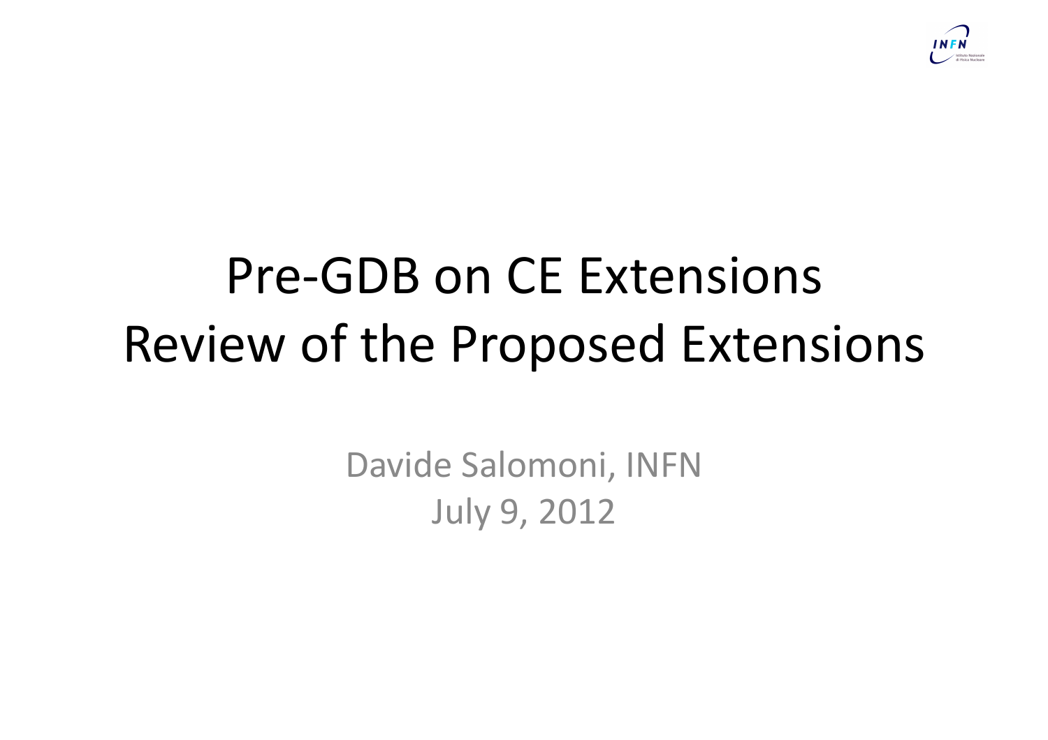# Pre-GDB on CE Extensions
# Review of the Proposed Extensions

Davide Salomoni, INFN

July 9, 2012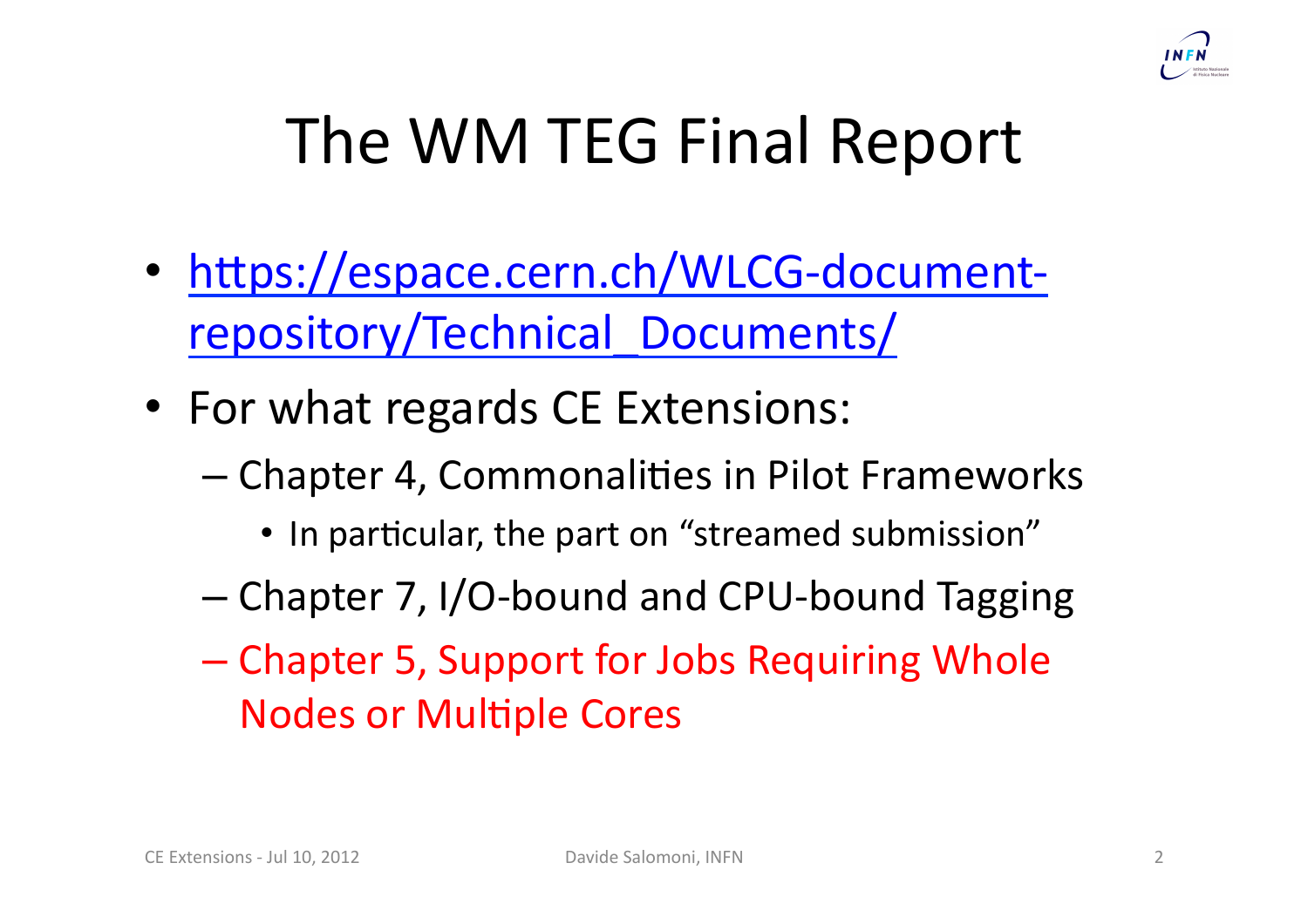# The WM TEG Final Report

- https://espace.cern.ch/WLCG-document-repository/Technical_Documents/
- For what regards CE Extensions:
  - Chapter 4, Commonalities in Pilot Frameworks
    - In particular, the part on "streamed submission"
  - Chapter 7, I/O-bound and CPU-bound Tagging
  - Chapter 5, Support for Jobs Requiring Whole Nodes or Multiple Cores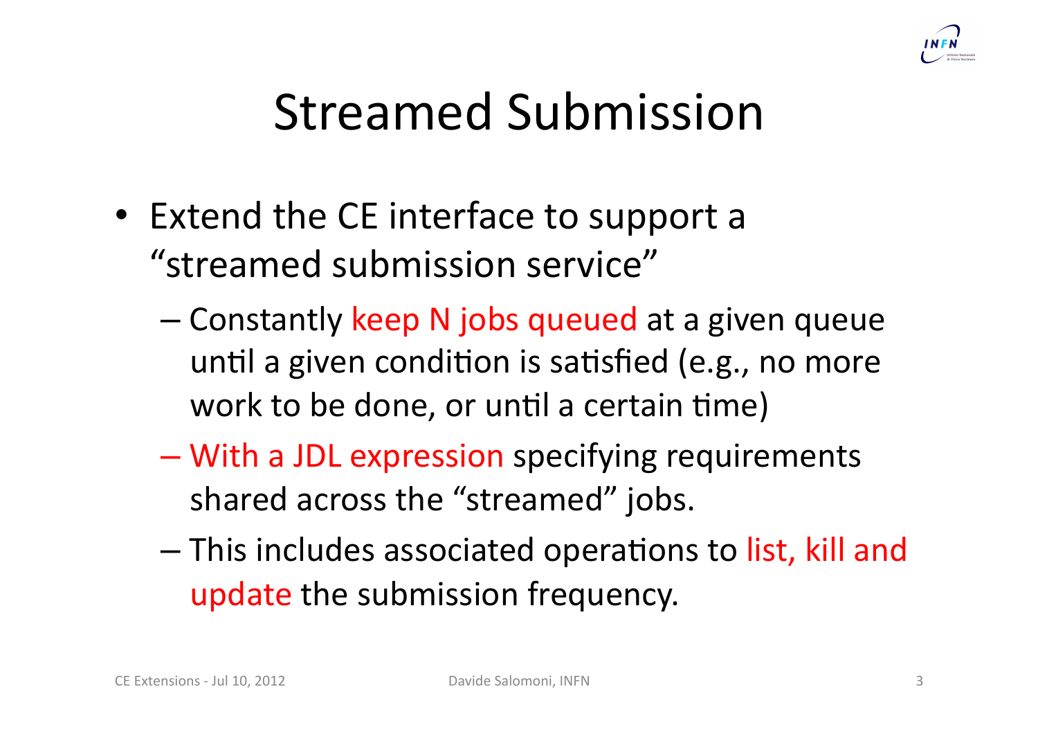# Streamed Submission

- Extend the CE interface to support a "streamed submission service"
  - Constantly keep N jobs queued at a given queue until a given condition is satisfied (e.g., no more work to be done, or until a certain time)
  - With a JDL expression specifying requirements shared across the "streamed" jobs.
  - This includes associated operations to list, kill and update the submission frequency.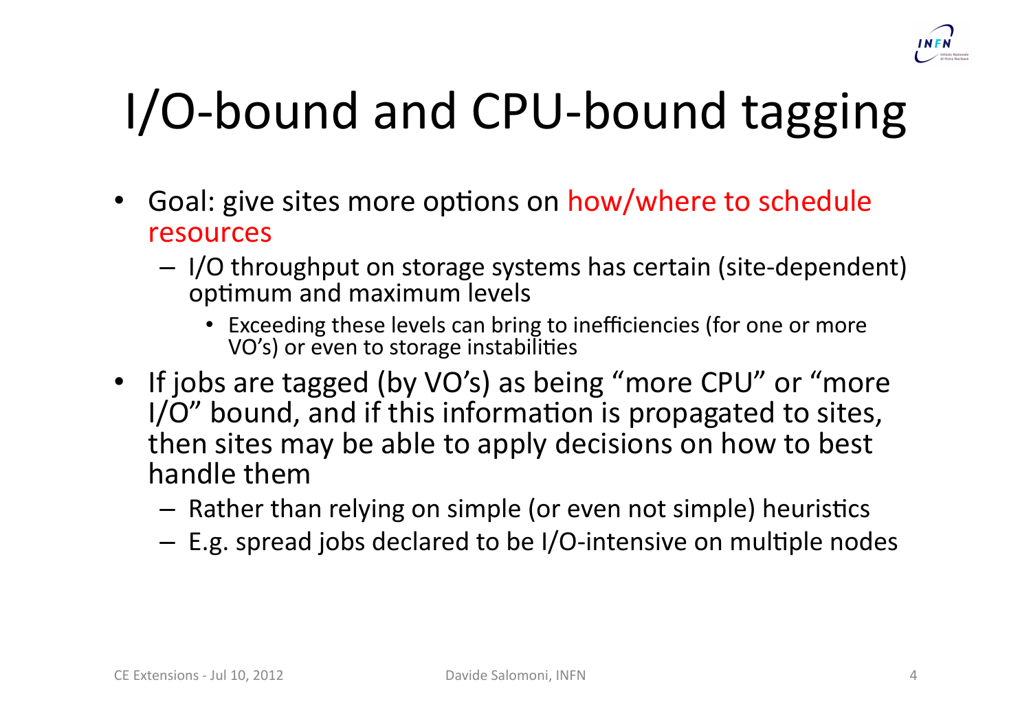# I/O-bound and CPU-bound tagging

- Goal: give sites more options on how/where to schedule resources
  - I/O throughput on storage systems has certain (site-dependent) optimum and maximum levels
    - Exceeding these levels can bring to inefficiencies (for one or more VO's) or even to storage instabilities
- If jobs are tagged (by VO's) as being "more CPU" or "more I/O" bound, and if this information is propagated to sites, then sites may be able to apply decisions on how to best handle them
  - Rather than relying on simple (or even not simple) heuristics
  - E.g. spread jobs declared to be I/O-intensive on multiple nodes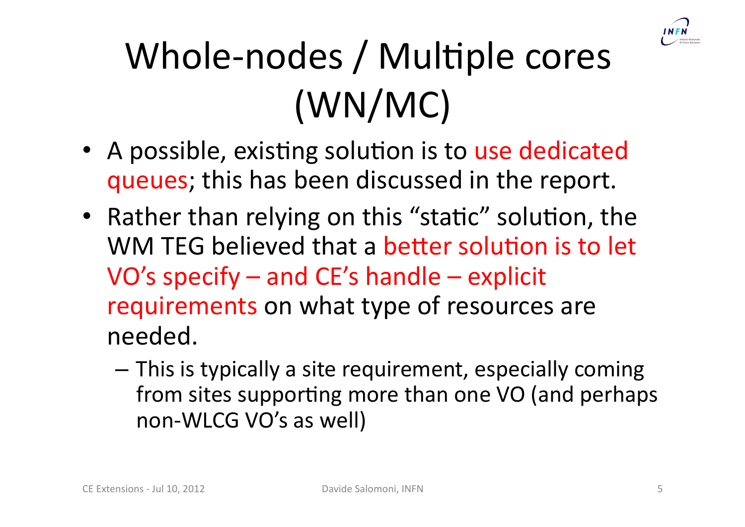# Whole-nodes / Multiple cores (WN/MC)

- A possible, existing solution is to use dedicated queues; this has been discussed in the report.
- Rather than relying on this "static" solution, the WM TEG believed that a better solution is to let VO's specify – and CE's handle – explicit requirements on what type of resources are needed.
  - This is typically a site requirement, especially coming from sites supporting more than one VO (and perhaps non-WLCG VO's as well)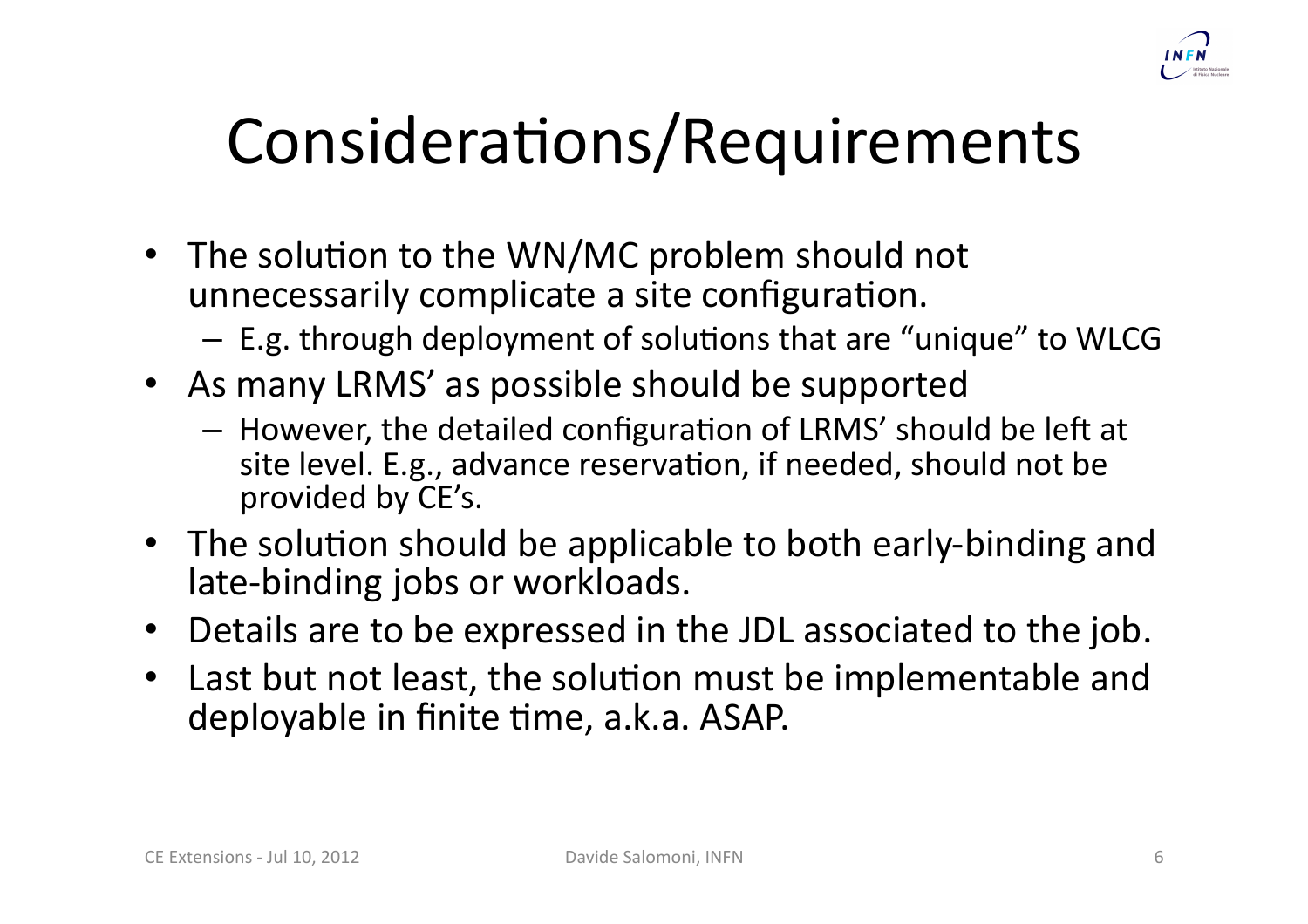# Considerations/Requirements

- The solution to the WN/MC problem should not unnecessarily complicate a site configuration.
  - E.g. through deployment of solutions that are "unique" to WLCG
- As many LRMS' as possible should be supported
  - However, the detailed configuration of LRMS' should be left at site level. E.g., advance reservation, if needed, should not be provided by CE's.
- The solution should be applicable to both early-binding and late-binding jobs or workloads.
- Details are to be expressed in the JDL associated to the job.
- Last but not least, the solution must be implementable and deployable in finite time, a.k.a. ASAP.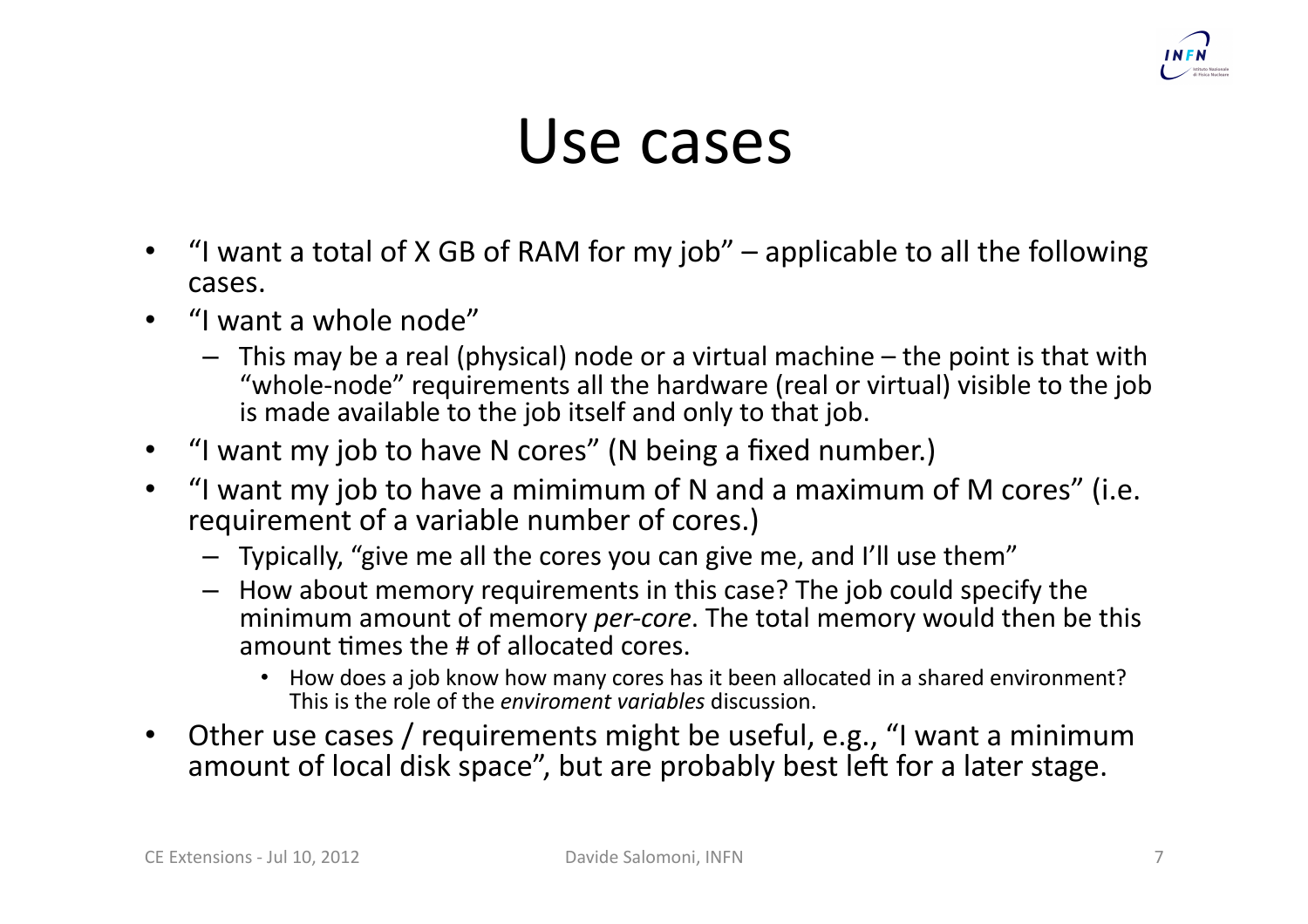# Use cases

- "I want a total of X GB of RAM for my job" – applicable to all the following cases.
- "I want a whole node"
  - This may be a real (physical) node or a virtual machine – the point is that with "whole-node" requirements all the hardware (real or virtual) visible to the job is made available to the job itself and only to that job.
- "I want my job to have N cores" (N being a fixed number.)
- "I want my job to have a mimimum of N and a maximum of M cores" (i.e. requirement of a variable number of cores.)
  - Typically, "give me all the cores you can give me, and I'll use them"
  - How about memory requirements in this case? The job could specify the minimum amount of memory *per-core*. The total memory would then be this amount times the # of allocated cores.
    - How does a job know how many cores has it been allocated in a shared environment? This is the role of the *enviroment variables* discussion.
- Other use cases / requirements might be useful, e.g., "I want a minimum amount of local disk space", but are probably best left for a later stage.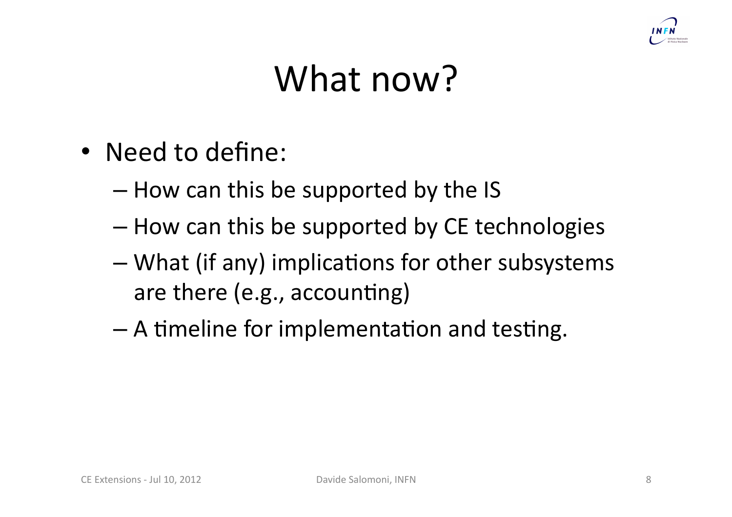# What now?

- Need to define:
  - How can this be supported by the IS
  - How can this be supported by CE technologies
  - What (if any) implications for other subsystems are there (e.g., accounting)
  - A timeline for implementation and testing.